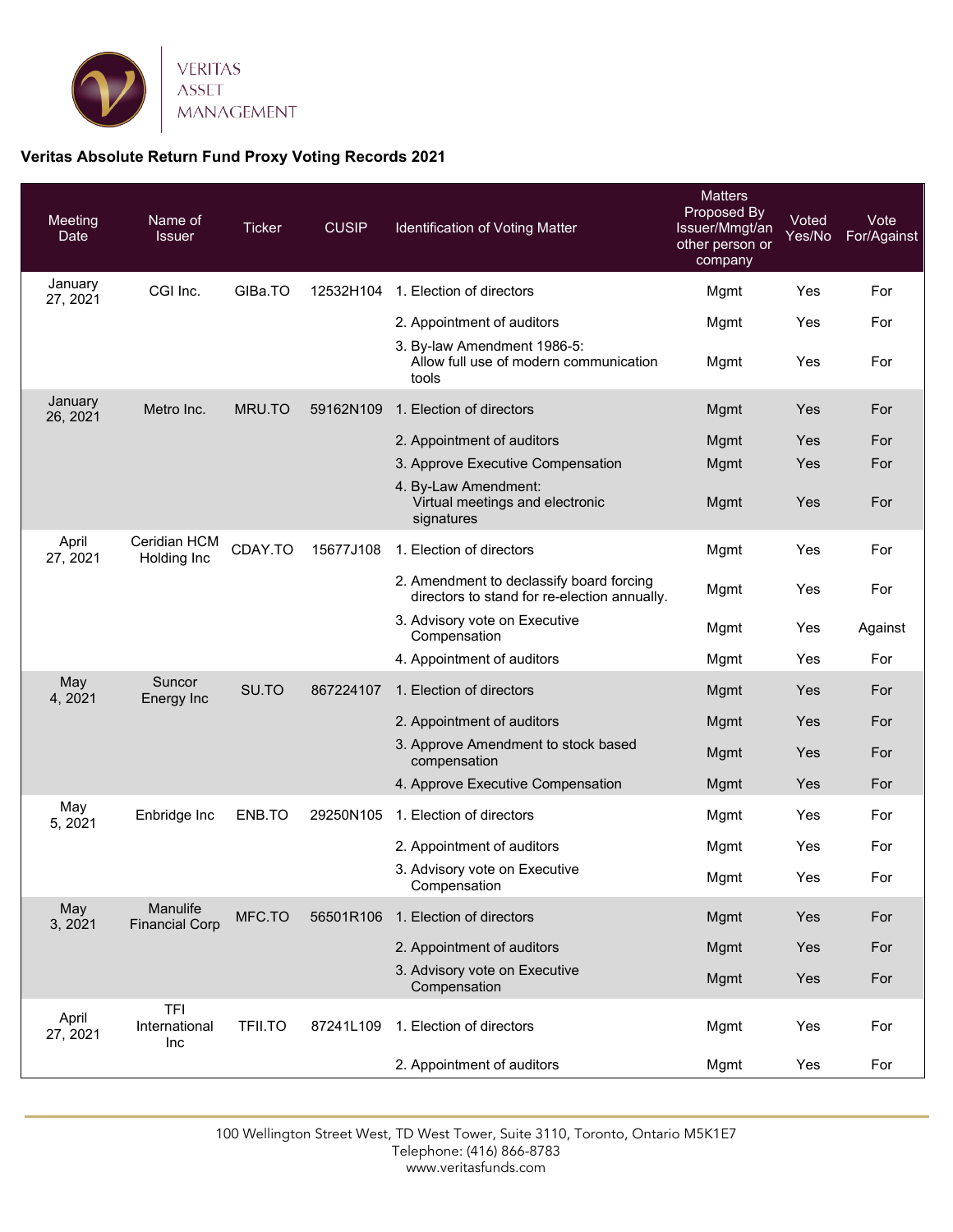VERITAS
ASSET
MANAGEMENT

## Veritas Absolute Return Fund Proxy Voting Records 2021

| Meeting Date | Name of Issuer | Ticker | CUSIP | Identification of Voting Matter | Matters Proposed By Issuer/Mmgt/another person or company | Voted Yes/No | Vote For/Against |
|---|---|---|---|---|---|---|---|
| January 27, 2021 | CGI Inc. | GIBa.TO | 12532H104 | 1. Election of directors | Mgmt | Yes | For |
| | | | | 2. Appointment of auditors | Mgmt | Yes | For |
| | | | | 3. By-law Amendment 1986-5: Allow full use of modern communication tools | Mgmt | Yes | For |
| January 26, 2021 | Metro Inc. | MRU.TO | 59162N109 | 1. Election of directors | Mgmt | Yes | For |
| | | | | 2. Appointment of auditors | Mgmt | Yes | For |
| | | | | 3. Approve Executive Compensation | Mgmt | Yes | For |
| | | | | 4. By-Law Amendment: Virtual meetings and electronic signatures | Mgmt | Yes | For |
| April 27, 2021 | Ceridian HCM Holding Inc | CDAY.TO | 15677J108 | 1. Election of directors | Mgmt | Yes | For |
| | | | | 2. Amendment to declassify board forcing directors to stand for re-election annually. | Mgmt | Yes | For |
| | | | | 3. Advisory vote on Executive Compensation | Mgmt | Yes | Against |
| | | | | 4. Appointment of auditors | Mgmt | Yes | For |
| May 4, 2021 | Suncor Energy Inc | SU.TO | 867224107 | 1. Election of directors | Mgmt | Yes | For |
| | | | | 2. Appointment of auditors | Mgmt | Yes | For |
| | | | | 3. Approve Amendment to stock based compensation | Mgmt | Yes | For |
| | | | | 4. Approve Executive Compensation | Mgmt | Yes | For |
| May 5, 2021 | Enbridge Inc | ENB.TO | 29250N105 | 1. Election of directors | Mgmt | Yes | For |
| | | | | 2. Appointment of auditors | Mgmt | Yes | For |
| | | | | 3. Advisory vote on Executive Compensation | Mgmt | Yes | For |
| May 3, 2021 | Manulife Financial Corp | MFC.TO | 56501R106 | 1. Election of directors | Mgmt | Yes | For |
| | | | | 2. Appointment of auditors | Mgmt | Yes | For |
| | | | | 3. Advisory vote on Executive Compensation | Mgmt | Yes | For |
| April 27, 2021 | TFI International Inc | TFII.TO | 87241L109 | 1. Election of directors | Mgmt | Yes | For |
| | | | | 2. Appointment of auditors | Mgmt | Yes | For |

100 Wellington Street West, TD West Tower, Suite 3110, Toronto, Ontario M5K1E7
Telephone: (416) 866-8783
www.veritasfunds.com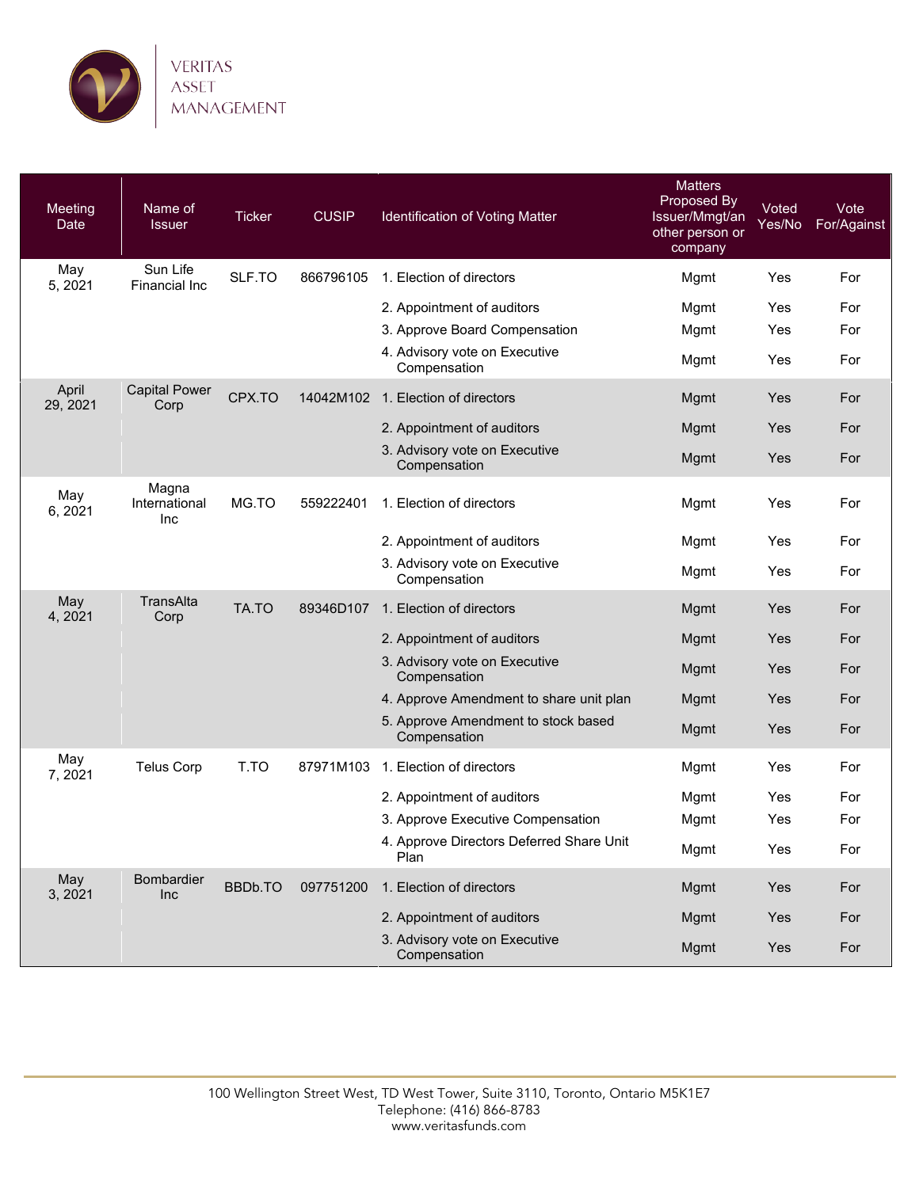| Meeting Date | Name of Issuer | Ticker | CUSIP | Identification of Voting Matter | Matters Proposed By Issuer/Mmgt/an other person or company | Voted Yes/No | Vote For/Against |
|---|---|---|---|---|---|---|---|
| May 5, 2021 | Sun Life Financial Inc | SLF.TO | 866796105 | 1. Election of directors | Mgmt | Yes | For |
| | | | | 2. Appointment of auditors | Mgmt | Yes | For |
| | | | | 3. Approve Board Compensation | Mgmt | Yes | For |
| | | | | 4. Advisory vote on Executive Compensation | Mgmt | Yes | For |
| April 29, 2021 | Capital Power Corp | CPX.TO | 14042M102 | 1. Election of directors | Mgmt | Yes | For |
| | | | | 2. Appointment of auditors | Mgmt | Yes | For |
| | | | | 3. Advisory vote on Executive Compensation | Mgmt | Yes | For |
| May 6, 2021 | Magna International Inc | MG.TO | 559222401 | 1. Election of directors | Mgmt | Yes | For |
| | | | | 2. Appointment of auditors | Mgmt | Yes | For |
| | | | | 3. Advisory vote on Executive Compensation | Mgmt | Yes | For |
| May 4, 2021 | TransAlta Corp | TA.TO | 89346D107 | 1. Election of directors | Mgmt | Yes | For |
| | | | | 2. Appointment of auditors | Mgmt | Yes | For |
| | | | | 3. Advisory vote on Executive Compensation | Mgmt | Yes | For |
| | | | | 4. Approve Amendment to share unit plan | Mgmt | Yes | For |
| | | | | 5. Approve Amendment to stock based Compensation | Mgmt | Yes | For |
| May 7, 2021 | Telus Corp | T.TO | 87971M103 | 1. Election of directors | Mgmt | Yes | For |
| | | | | 2. Appointment of auditors | Mgmt | Yes | For |
| | | | | 3. Approve Executive Compensation | Mgmt | Yes | For |
| | | | | 4. Approve Directors Deferred Share Unit Plan | Mgmt | Yes | For |
| May 3, 2021 | Bombardier Inc | BBDb.TO | 097751200 | 1. Election of directors | Mgmt | Yes | For |
| | | | | 2. Appointment of auditors | Mgmt | Yes | For |
| | | | | 3. Advisory vote on Executive Compensation | Mgmt | Yes | For |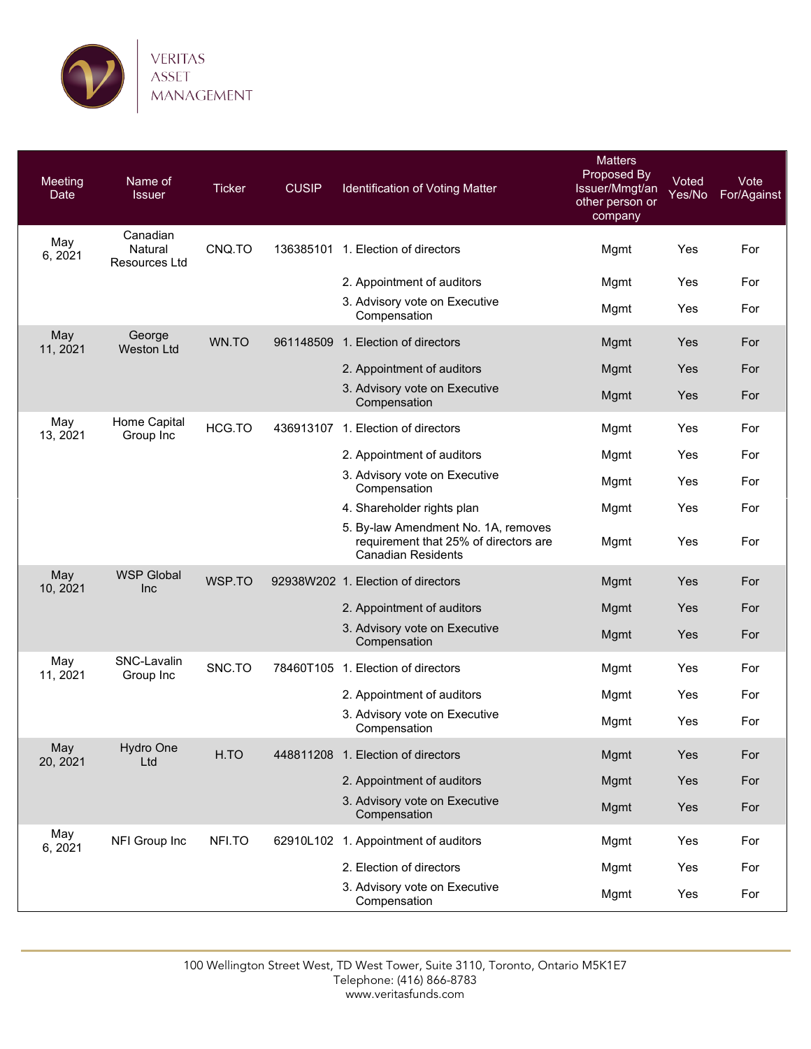| Meeting Date | Name of Issuer | Ticker | CUSIP | Identification of Voting Matter | Matters Proposed By Issuer/Mmgt/an other person or company | Voted Yes/No | Vote For/Against |
|---|---|---|---|---|---|---|---|
| May 6, 2021 | Canadian Natural Resources Ltd | CNQ.TO | 136385101 | 1. Election of directors | Mgmt | Yes | For |
| | | | | 2. Appointment of auditors | Mgmt | Yes | For |
| | | | | 3. Advisory vote on Executive Compensation | Mgmt | Yes | For |
| May 11, 2021 | George Weston Ltd | WN.TO | 961148509 | 1. Election of directors | Mgmt | Yes | For |
| | | | | 2. Appointment of auditors | Mgmt | Yes | For |
| | | | | 3. Advisory vote on Executive Compensation | Mgmt | Yes | For |
| May 13, 2021 | Home Capital Group Inc | HCG.TO | 436913107 | 1. Election of directors | Mgmt | Yes | For |
| | | | | 2. Appointment of auditors | Mgmt | Yes | For |
| | | | | 3. Advisory vote on Executive Compensation | Mgmt | Yes | For |
| | | | | 4. Shareholder rights plan | Mgmt | Yes | For |
| | | | | 5. By-law Amendment No. 1A, removes requirement that 25% of directors are Canadian Residents | Mgmt | Yes | For |
| May 10, 2021 | WSP Global Inc | WSP.TO | 92938W202 | 1. Election of directors | Mgmt | Yes | For |
| | | | | 2. Appointment of auditors | Mgmt | Yes | For |
| | | | | 3. Advisory vote on Executive Compensation | Mgmt | Yes | For |
| May 11, 2021 | SNC-Lavalin Group Inc | SNC.TO | 78460T105 | 1. Election of directors | Mgmt | Yes | For |
| | | | | 2. Appointment of auditors | Mgmt | Yes | For |
| | | | | 3. Advisory vote on Executive Compensation | Mgmt | Yes | For |
| May 20, 2021 | Hydro One Ltd | H.TO | 448811208 | 1. Election of directors | Mgmt | Yes | For |
| | | | | 2. Appointment of auditors | Mgmt | Yes | For |
| | | | | 3. Advisory vote on Executive Compensation | Mgmt | Yes | For |
| May 6, 2021 | NFI Group Inc | NFI.TO | 62910L102 | 1. Appointment of auditors | Mgmt | Yes | For |
| | | | | 2. Election of directors | Mgmt | Yes | For |
| | | | | 3. Advisory vote on Executive Compensation | Mgmt | Yes | For |

100 Wellington Street West, TD West Tower, Suite 3110, Toronto, Ontario M5K1E7
Telephone: (416) 866-8783
www.veritasfunds.com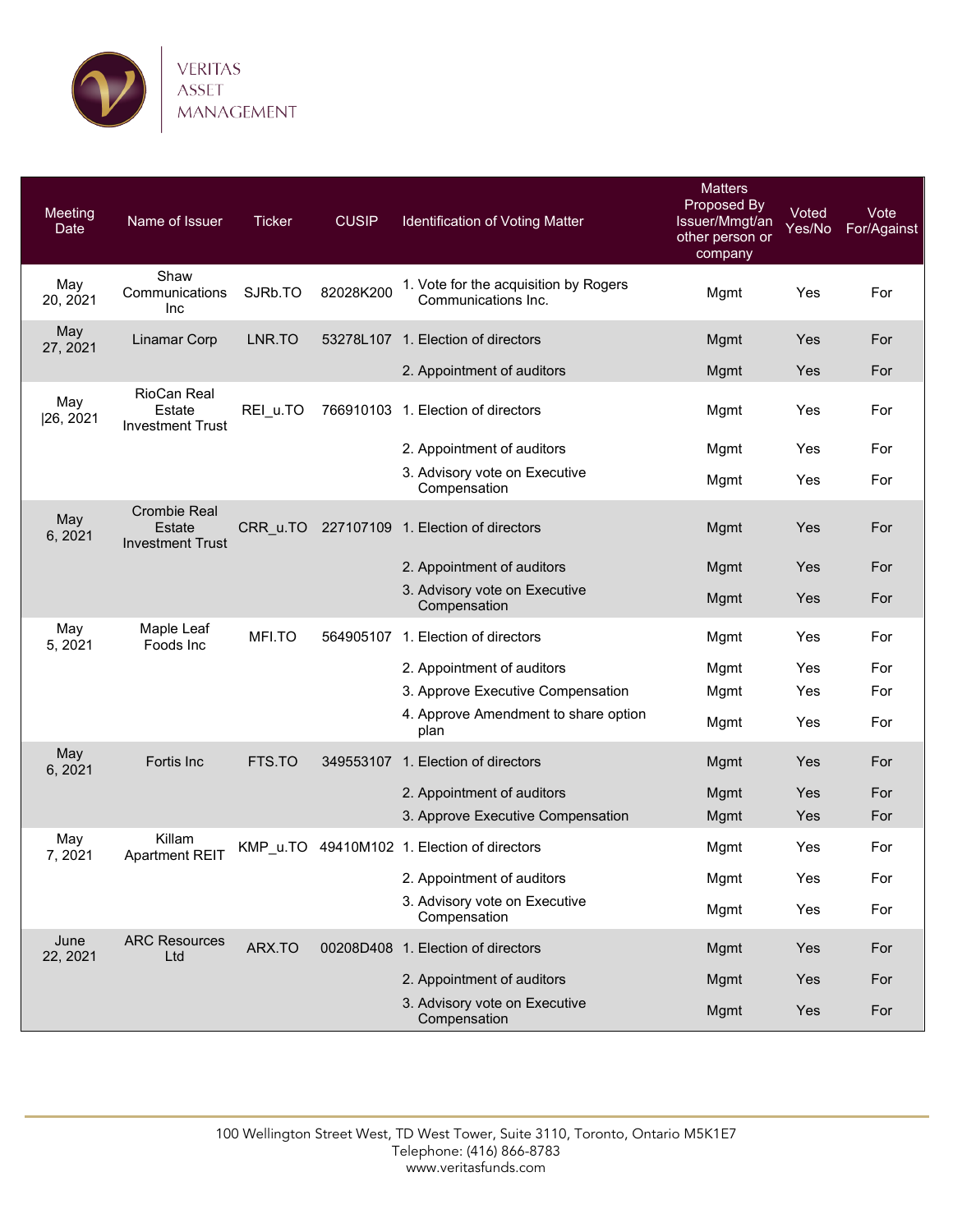VERITAS ASSET MANAGEMENT

| Meeting Date | Name of Issuer | Ticker | CUSIP | Identification of Voting Matter | Matters Proposed By Issuer/Mmgt/an other person or company | Voted Yes/No | Vote For/Against |
|---|---|---|---|---|---|---|---|
| May 20, 2021 | Shaw Communications Inc | SJRb.TO | 82028K200 | 1. Vote for the acquisition by Rogers Communications Inc. | Mgmt | Yes | For |
| May 27, 2021 | Linamar Corp | LNR.TO | 53278L107 | 1. Election of directors | Mgmt | Yes | For |
| | | | | 2. Appointment of auditors | Mgmt | Yes | For |
| May \|26, 2021 | RioCan Real Estate Investment Trust | REI_u.TO | 766910103 | 1. Election of directors | Mgmt | Yes | For |
| | | | | 2. Appointment of auditors | Mgmt | Yes | For |
| | | | | 3. Advisory vote on Executive Compensation | Mgmt | Yes | For |
| May 6, 2021 | Crombie Real Estate Investment Trust | CRR_u.TO | 227107109 | 1. Election of directors | Mgmt | Yes | For |
| | | | | 2. Appointment of auditors | Mgmt | Yes | For |
| | | | | 3. Advisory vote on Executive Compensation | Mgmt | Yes | For |
| May 5, 2021 | Maple Leaf Foods Inc | MFI.TO | 564905107 | 1. Election of directors | Mgmt | Yes | For |
| | | | | 2. Appointment of auditors | Mgmt | Yes | For |
| | | | | 3. Approve Executive Compensation | Mgmt | Yes | For |
| | | | | 4. Approve Amendment to share option plan | Mgmt | Yes | For |
| May 6, 2021 | Fortis Inc | FTS.TO | 349553107 | 1. Election of directors | Mgmt | Yes | For |
| | | | | 2. Appointment of auditors | Mgmt | Yes | For |
| | | | | 3. Approve Executive Compensation | Mgmt | Yes | For |
| May 7, 2021 | Killam Apartment REIT | KMP_u.TO | 49410M102 | 1. Election of directors | Mgmt | Yes | For |
| | | | | 2. Appointment of auditors | Mgmt | Yes | For |
| | | | | 3. Advisory vote on Executive Compensation | Mgmt | Yes | For |
| June 22, 2021 | ARC Resources Ltd | ARX.TO | 00208D408 | 1. Election of directors | Mgmt | Yes | For |
| | | | | 2. Appointment of auditors | Mgmt | Yes | For |
| | | | | 3. Advisory vote on Executive Compensation | Mgmt | Yes | For |

100 Wellington Street West, TD West Tower, Suite 3110, Toronto, Ontario M5K1E7
Telephone: (416) 866-8783
www.veritasfunds.com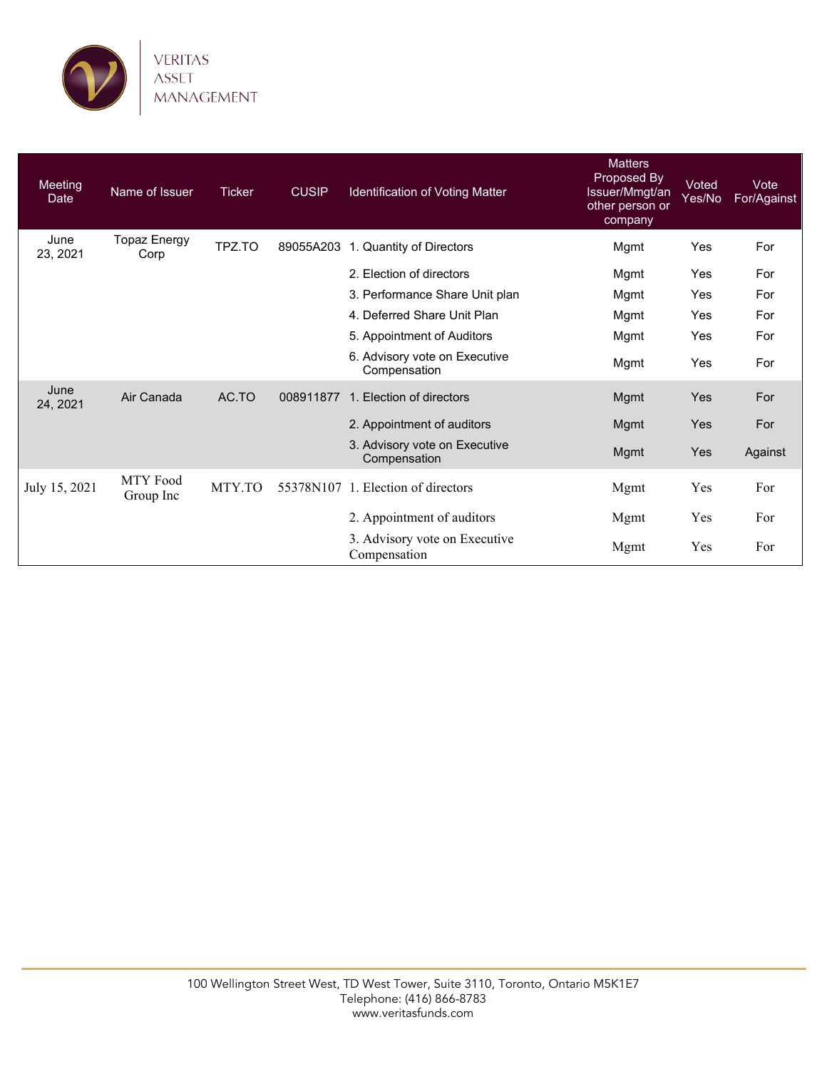VERITAS ASSET MANAGEMENT

| Meeting Date | Name of Issuer | Ticker | CUSIP | Identification of Voting Matter | Matters Proposed By Issuer/Mmgt/another person or company | Voted Yes/No | Vote For/Against |
|---|---|---|---|---|---|---|---|
| June 23, 2021 | Topaz Energy Corp | TPZ.TO | 89055A203 | 1. Quantity of Directors | Mgmt | Yes | For |
| | | | | 2. Election of directors | Mgmt | Yes | For |
| | | | | 3. Performance Share Unit plan | Mgmt | Yes | For |
| | | | | 4. Deferred Share Unit Plan | Mgmt | Yes | For |
| | | | | 5. Appointment of Auditors | Mgmt | Yes | For |
| | | | | 6. Advisory vote on Executive Compensation | Mgmt | Yes | For |
| June 24, 2021 | Air Canada | AC.TO | 008911877 | 1. Election of directors | Mgmt | Yes | For |
| | | | | 2. Appointment of auditors | Mgmt | Yes | For |
| | | | | 3. Advisory vote on Executive Compensation | Mgmt | Yes | Against |
| July 15, 2021 | MTY Food Group Inc | MTY.TO | 55378N107 | 1. Election of directors | Mgmt | Yes | For |
| | | | | 2. Appointment of auditors | Mgmt | Yes | For |
| | | | | 3. Advisory vote on Executive Compensation | Mgmt | Yes | For |

100 Wellington Street West, TD West Tower, Suite 3110, Toronto, Ontario M5K1E7
Telephone: (416) 866-8783
www.veritasfunds.com